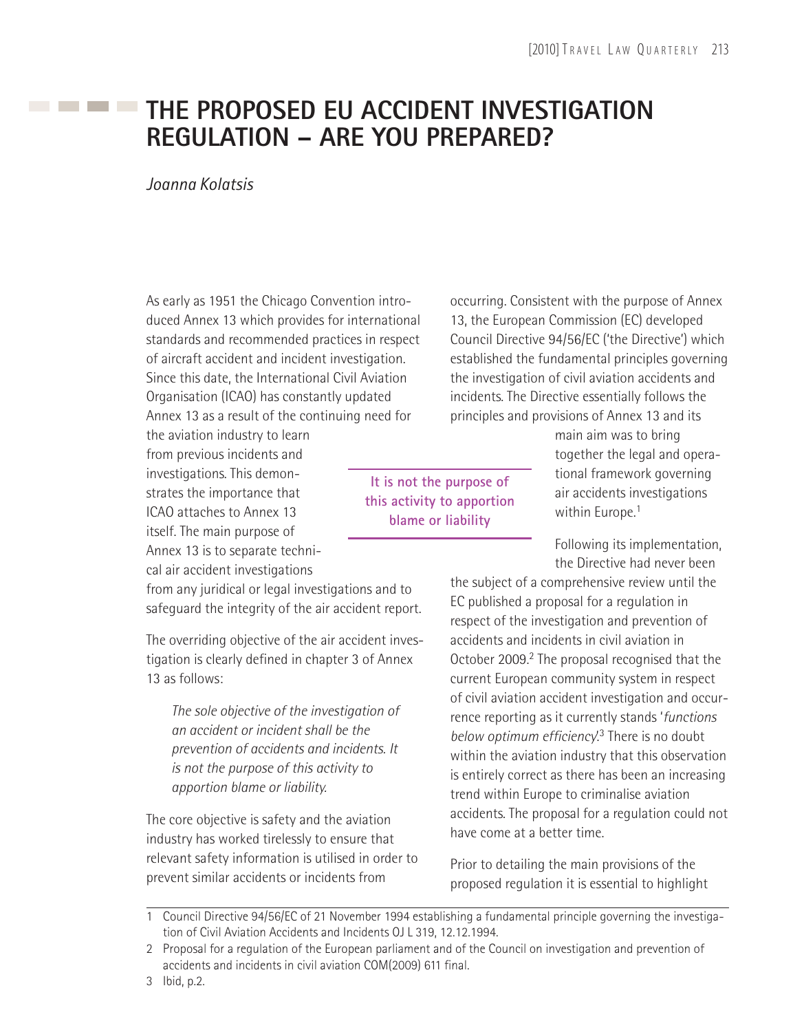# THE PROPOSED EU ACCIDENT INVESTIGATION REGULATION – ARE YOU PREPARED?

*Joanna Kolatsis*

As early as 1951 the Chicago Convention introduced Annex 13 which provides for international standards and recommended practices in respect of aircraft accident and incident investigation. Since this date, the International Civil Aviation Organisation (ICAO) has constantly updated Annex 13 as a result of the continuing need for the aviation industry to learn from previous incidents and investigations. This demonstrates the importance that ICAO attaches to Annex 13 itself. The main purpose of Annex 13 is to separate technical air accident investigations from any juridical or legal investigations and to safeguard the integrity of the air accident report.

The overriding objective of the air accident investigation is clearly defined in chapter 3 of Annex 13 as follows:

> *The sole objective of the investigation of an accident or incident shall be the prevention of accidents and incidents. It is not the purpose of this activity to apportion blame or liability.*

The core objective is safety and the aviation industry has worked tirelessly to ensure that relevant safety information is utilised in order to prevent similar accidents or incidents from occurring. Consistent with the purpose of Annex 13, the European Commission (EC) developed Council Directive 94/56/EC ('the Directive') which established the fundamental principles governing the investigation of civil aviation accidents and incidents. The Directive essentially follows the principles and provisions of Annex 13 and its main aim was to bring together the legal and operational framework governing air accidents investigations within Europe.[1]

**It is not the purpose of this activity to apportion blame or liability**

Following its implementation, the Directive had never been the subject of a comprehensive review until the EC published a proposal for a regulation in respect of the investigation and prevention of accidents and incidents in civil aviation in October 2009.[2] The proposal recognised that the current European community system in respect of civil aviation accident investigation and occurrence reporting as it currently stands '*functions below optimum efficiency*'.[3] There is no doubt within the aviation industry that this observation is entirely correct as there has been an increasing trend within Europe to criminalise aviation accidents. The proposal for a regulation could not have come at a better time.

Prior to detailing the main provisions of the proposed regulation it is essential to highlight

---

1 Council Directive 94/56/EC of 21 November 1994 establishing a fundamental principle governing the investigation of Civil Aviation Accidents and Incidents OJ L 319, 12.12.1994.

2 Proposal for a regulation of the European parliament and of the Council on investigation and prevention of accidents and incidents in civil aviation COM(2009) 611 final.

3 Ibid, p.2.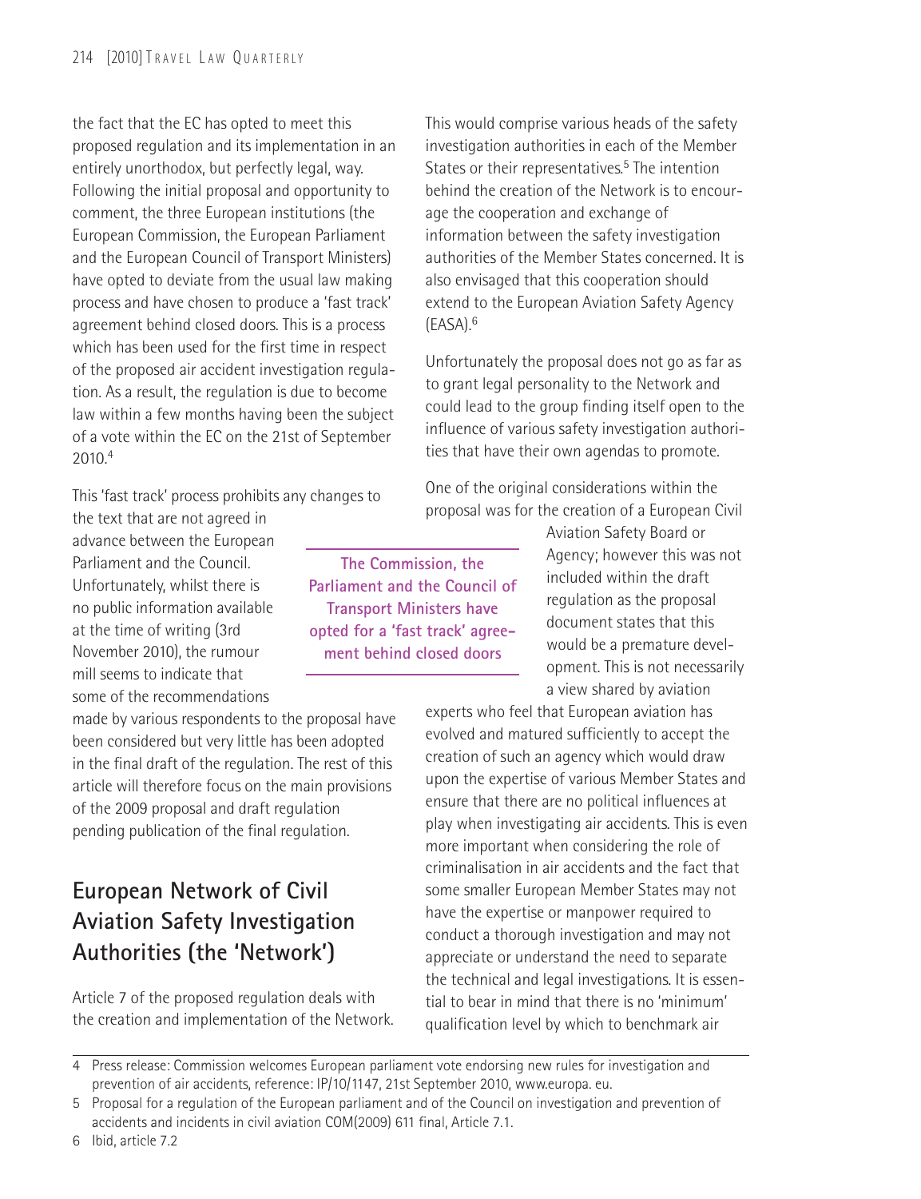the fact that the EC has opted to meet this proposed regulation and its implementation in an entirely unorthodox, but perfectly legal, way. Following the initial proposal and opportunity to comment, the three European institutions (the European Commission, the European Parliament and the European Council of Transport Ministers) have opted to deviate from the usual law making process and have chosen to produce a 'fast track' agreement behind closed doors. This is a process which has been used for the first time in respect of the proposed air accident investigation regulation. As a result, the regulation is due to become law within a few months having been the subject of a vote within the EC on the 21st of September 2010.[4]

This 'fast track' process prohibits any changes to the text that are not agreed in advance between the European Parliament and the Council. Unfortunately, whilst there is no public information available at the time of writing (3rd November 2010), the rumour mill seems to indicate that some of the recommendations made by various respondents to the proposal have been considered but very little has been adopted in the final draft of the regulation. The rest of this article will therefore focus on the main provisions of the 2009 proposal and draft regulation pending publication of the final regulation.

> **The Commission, the Parliament and the Council of Transport Ministers have opted for a 'fast track' agreement behind closed doors**

## European Network of Civil Aviation Safety Investigation Authorities (the 'Network')

Article 7 of the proposed regulation deals with the creation and implementation of the Network. This would comprise various heads of the safety investigation authorities in each of the Member States or their representatives.[5] The intention behind the creation of the Network is to encourage the cooperation and exchange of information between the safety investigation authorities of the Member States concerned. It is also envisaged that this cooperation should extend to the European Aviation Safety Agency (EASA).[6]

Unfortunately the proposal does not go as far as to grant legal personality to the Network and could lead to the group finding itself open to the influence of various safety investigation authorities that have their own agendas to promote.

One of the original considerations within the proposal was for the creation of a European Civil Aviation Safety Board or Agency; however this was not included within the draft regulation as the proposal document states that this would be a premature development. This is not necessarily a view shared by aviation experts who feel that European aviation has evolved and matured sufficiently to accept the creation of such an agency which would draw upon the expertise of various Member States and ensure that there are no political influences at play when investigating air accidents. This is even more important when considering the role of criminalisation in air accidents and the fact that some smaller European Member States may not have the expertise or manpower required to conduct a thorough investigation and may not appreciate or understand the need to separate the technical and legal investigations. It is essential to bear in mind that there is no 'minimum' qualification level by which to benchmark air

---

4 Press release: Commission welcomes European parliament vote endorsing new rules for investigation and prevention of air accidents, reference: IP/10/1147, 21st September 2010, www.europa. eu.

5 Proposal for a regulation of the European parliament and of the Council on investigation and prevention of accidents and incidents in civil aviation COM(2009) 611 final, Article 7.1.

6 Ibid, article 7.2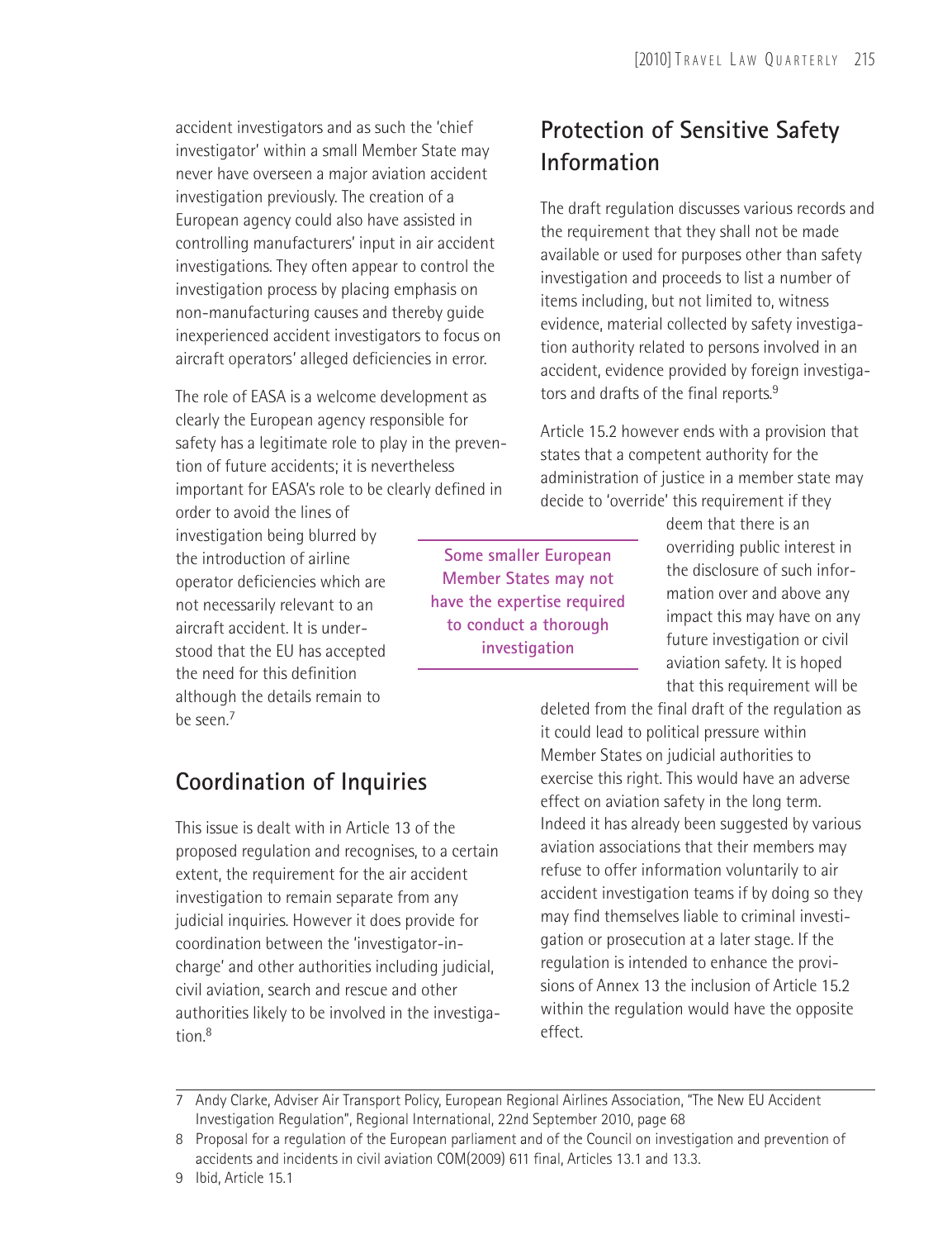accident investigators and as such the 'chief investigator' within a small Member State may never have overseen a major aviation accident investigation previously. The creation of a European agency could also have assisted in controlling manufacturers' input in air accident investigations. They often appear to control the investigation process by placing emphasis on non-manufacturing causes and thereby guide inexperienced accident investigators to focus on aircraft operators' alleged deficiencies in error.

The role of EASA is a welcome development as clearly the European agency responsible for safety has a legitimate role to play in the prevention of future accidents; it is nevertheless important for EASA's role to be clearly defined in order to avoid the lines of investigation being blurred by the introduction of airline operator deficiencies which are not necessarily relevant to an aircraft accident. It is understood that the EU has accepted the need for this definition although the details remain to be seen.[7]

## Coordination of Inquiries

This issue is dealt with in Article 13 of the proposed regulation and recognises, to a certain extent, the requirement for the air accident investigation to remain separate from any judicial inquiries. However it does provide for coordination between the 'investigator-in-charge' and other authorities including judicial, civil aviation, search and rescue and other authorities likely to be involved in the investigation.[8]

## Protection of Sensitive Safety Information

The draft regulation discusses various records and the requirement that they shall not be made available or used for purposes other than safety investigation and proceeds to list a number of items including, but not limited to, witness evidence, material collected by safety investigation authority related to persons involved in an accident, evidence provided by foreign investigators and drafts of the final reports.[9]

Article 15.2 however ends with a provision that states that a competent authority for the administration of justice in a member state may decide to 'override' this requirement if they deem that there is an overriding public interest in the disclosure of such information over and above any impact this may have on any future investigation or civil aviation safety. It is hoped that this requirement will be deleted from the final draft of the regulation as it could lead to political pressure within Member States on judicial authorities to exercise this right. This would have an adverse effect on aviation safety in the long term. Indeed it has already been suggested by various aviation associations that their members may refuse to offer information voluntarily to air accident investigation teams if by doing so they may find themselves liable to criminal investigation or prosecution at a later stage. If the regulation is intended to enhance the provisions of Annex 13 the inclusion of Article 15.2 within the regulation would have the opposite effect.

**Some smaller European Member States may not have the expertise required to conduct a thorough investigation**

7 Andy Clarke, Adviser Air Transport Policy, European Regional Airlines Association, "The New EU Accident Investigation Regulation", Regional International, 22nd September 2010, page 68

8 Proposal for a regulation of the European parliament and of the Council on investigation and prevention of accidents and incidents in civil aviation COM(2009) 611 final, Articles 13.1 and 13.3.

9 Ibid, Article 15.1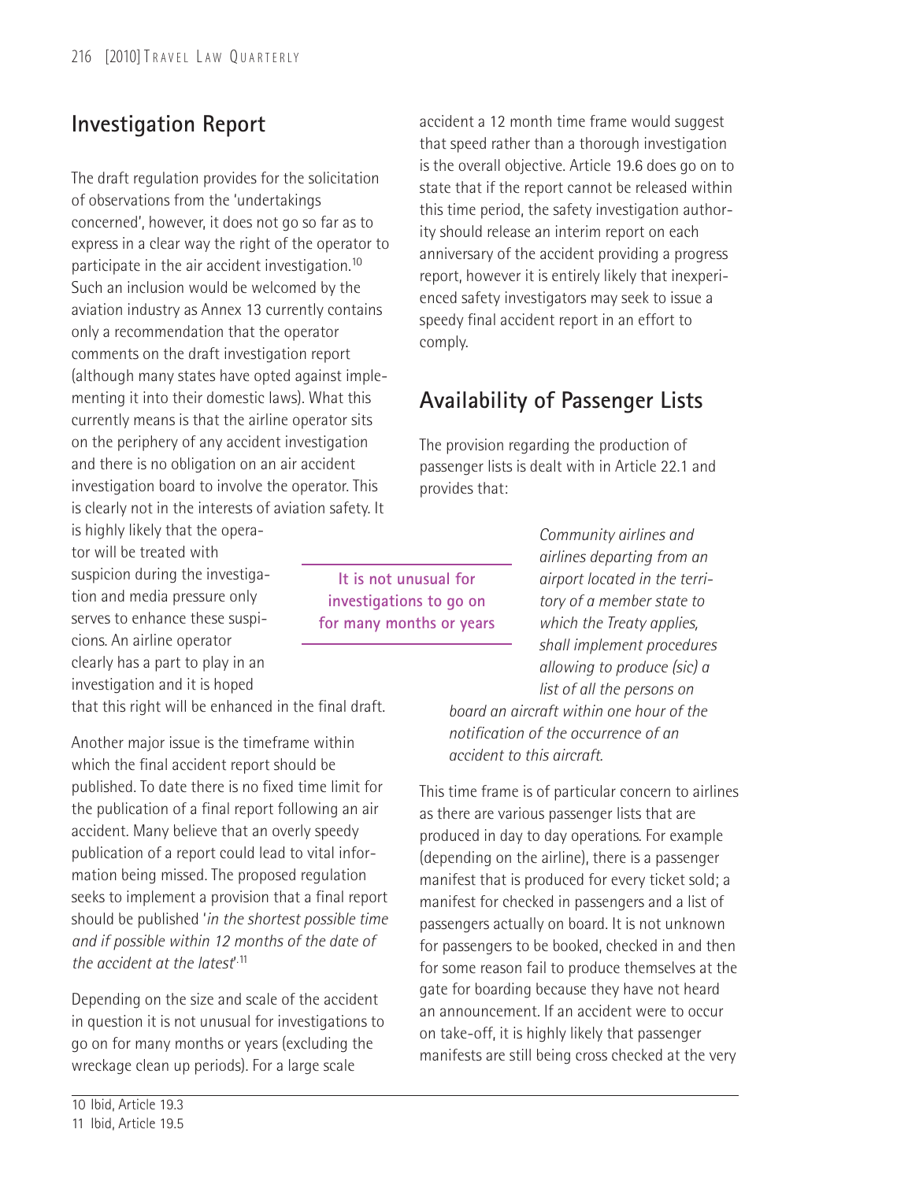## Investigation Report

The draft regulation provides for the solicitation of observations from the 'undertakings concerned', however, it does not go so far as to express in a clear way the right of the operator to participate in the air accident investigation.[10] Such an inclusion would be welcomed by the aviation industry as Annex 13 currently contains only a recommendation that the operator comments on the draft investigation report (although many states have opted against implementing it into their domestic laws). What this currently means is that the airline operator sits on the periphery of any accident investigation and there is no obligation on an air accident investigation board to involve the operator. This is clearly not in the interests of aviation safety. It is highly likely that the operator will be treated with suspicion during the investigation and media pressure only serves to enhance these suspicions. An airline operator clearly has a part to play in an investigation and it is hoped that this right will be enhanced in the final draft.

Another major issue is the timeframe within which the final accident report should be published. To date there is no fixed time limit for the publication of a final report following an air accident. Many believe that an overly speedy publication of a report could lead to vital information being missed. The proposed regulation seeks to implement a provision that a final report should be published '*in the shortest possible time and if possible within 12 months of the date of the accident at the latest*'.[11]

Depending on the size and scale of the accident in question it is not unusual for investigations to go on for many months or years (excluding the wreckage clean up periods). For a large scale accident a 12 month time frame would suggest that speed rather than a thorough investigation is the overall objective. Article 19.6 does go on to state that if the report cannot be released within this time period, the safety investigation authority should release an interim report on each anniversary of the accident providing a progress report, however it is entirely likely that inexperienced safety investigators may seek to issue a speedy final accident report in an effort to comply.

**It is not unusual for investigations to go on for many months or years**

## Availability of Passenger Lists

The provision regarding the production of passenger lists is dealt with in Article 22.1 and provides that:

> *Community airlines and airlines departing from an airport located in the territory of a member state to which the Treaty applies, shall implement procedures allowing to produce (sic) a list of all the persons on board an aircraft within one hour of the notification of the occurrence of an accident to this aircraft.*

This time frame is of particular concern to airlines as there are various passenger lists that are produced in day to day operations. For example (depending on the airline), there is a passenger manifest that is produced for every ticket sold; a manifest for checked in passengers and a list of passengers actually on board. It is not unknown for passengers to be booked, checked in and then for some reason fail to produce themselves at the gate for boarding because they have not heard an announcement. If an accident were to occur on take-off, it is highly likely that passenger manifests are still being cross checked at the very

10 Ibid, Article 19.3

11 Ibid, Article 19.5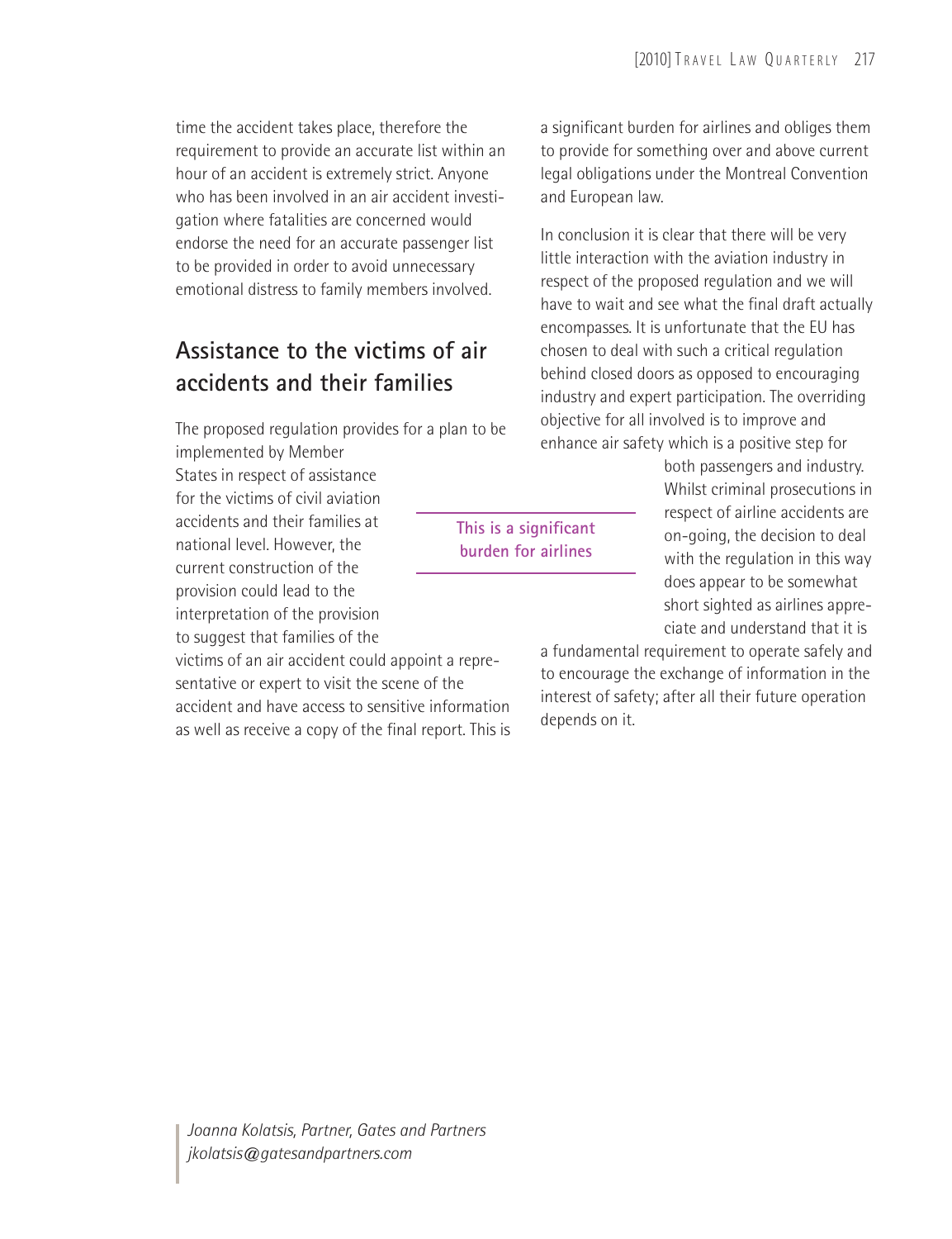time the accident takes place, therefore the requirement to provide an accurate list within an hour of an accident is extremely strict. Anyone who has been involved in an air accident investigation where fatalities are concerned would endorse the need for an accurate passenger list to be provided in order to avoid unnecessary emotional distress to family members involved.

## Assistance to the victims of air accidents and their families

The proposed regulation provides for a plan to be implemented by Member States in respect of assistance for the victims of civil aviation accidents and their families at national level. However, the current construction of the provision could lead to the interpretation of the provision to suggest that families of the victims of an air accident could appoint a representative or expert to visit the scene of the accident and have access to sensitive information as well as receive a copy of the final report. This is a significant burden for airlines and obliges them to provide for something over and above current legal obligations under the Montreal Convention and European law.

**This is a significant burden for airlines**

In conclusion it is clear that there will be very little interaction with the aviation industry in respect of the proposed regulation and we will have to wait and see what the final draft actually encompasses. It is unfortunate that the EU has chosen to deal with such a critical regulation behind closed doors as opposed to encouraging industry and expert participation. The overriding objective for all involved is to improve and enhance air safety which is a positive step for both passengers and industry. Whilst criminal prosecutions in respect of airline accidents are on-going, the decision to deal with the regulation in this way does appear to be somewhat short sighted as airlines appreciate and understand that it is a fundamental requirement to operate safely and to encourage the exchange of information in the interest of safety; after all their future operation depends on it.

*Joanna Kolatsis, Partner, Gates and Partners*
*jkolatsis@gatesandpartners.com*